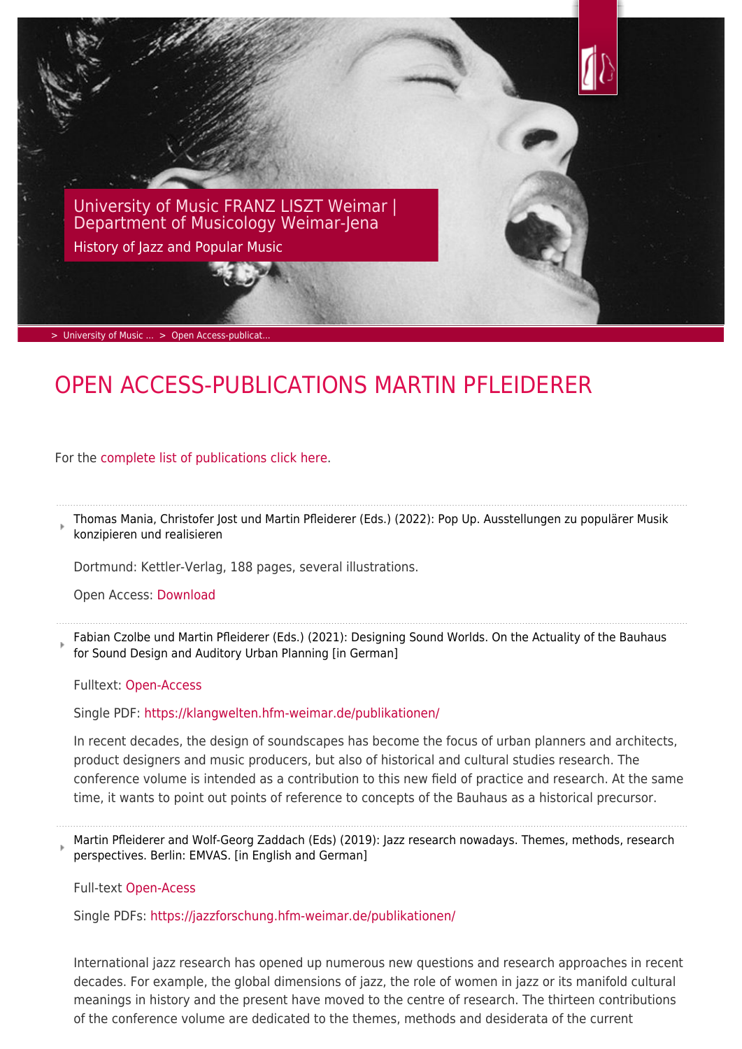University of Music FRANZ LISZT Weimar | Department of Musicology Weimar-Jena

History of Jazz and Popular Music

> University of Music ... > Open Access-publicat...

# OPEN ACCESS-PUBLICATIONS MARTIN PFLEIDERER

For the complete list of publications click here.

---

- Thomas Mania, Christofer Jost und Martin Pfleiderer (Eds.) (2022): Pop Up. Ausstellungen zu populärer Musik konzipieren und realisieren

  Dortmund: Kettler-Verlag, 188 pages, several illustrations.

  Open Access: Download

---

- Fabian Czolbe und Martin Pfleiderer (Eds.) (2021): Designing Sound Worlds. On the Actuality of the Bauhaus for Sound Design and Auditory Urban Planning [in German]

  Fulltext: Open-Access

  Single PDF: https://klangwelten.hfm-weimar.de/publikationen/

  In recent decades, the design of soundscapes has become the focus of urban planners and architects, product designers and music producers, but also of historical and cultural studies research. The conference volume is intended as a contribution to this new field of practice and research. At the same time, it wants to point out points of reference to concepts of the Bauhaus as a historical precursor.

---

- Martin Pfleiderer and Wolf-Georg Zaddach (Eds) (2019): Jazz research nowadays. Themes, methods, research perspectives. Berlin: EMVAS. [in English and German]

  Full-text Open-Acess

  Single PDFs: https://jazzforschung.hfm-weimar.de/publikationen/

  International jazz research has opened up numerous new questions and research approaches in recent decades. For example, the global dimensions of jazz, the role of women in jazz or its manifold cultural meanings in history and the present have moved to the centre of research. The thirteen contributions of the conference volume are dedicated to the themes, methods and desiderata of the current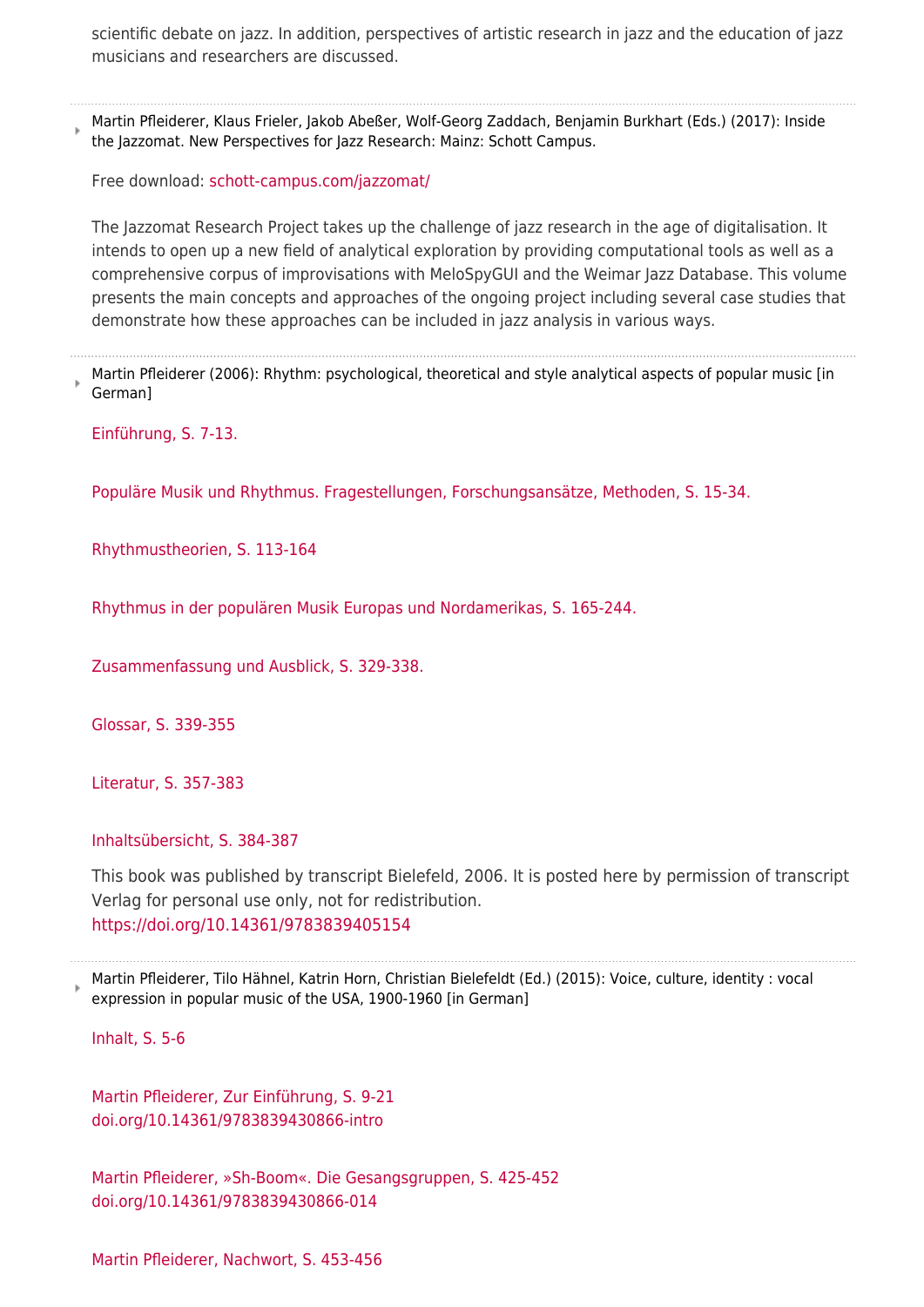scientific debate on jazz. In addition, perspectives of artistic research in jazz and the education of jazz musicians and researchers are discussed.

---

Martin Pfleiderer, Klaus Frieler, Jakob Abeßer, Wolf-Georg Zaddach, Benjamin Burkhart (Eds.) (2017): Inside the Jazzomat. New Perspectives for Jazz Research: Mainz: Schott Campus.

Free download: schott-campus.com/jazzomat/

The Jazzomat Research Project takes up the challenge of jazz research in the age of digitalisation. It intends to open up a new field of analytical exploration by providing computational tools as well as a comprehensive corpus of improvisations with MeloSpyGUI and the Weimar Jazz Database. This volume presents the main concepts and approaches of the ongoing project including several case studies that demonstrate how these approaches can be included in jazz analysis in various ways.

---

Martin Pfleiderer (2006): Rhythm: psychological, theoretical and style analytical aspects of popular music [in German]

Einführung, S. 7-13.

Populäre Musik und Rhythmus. Fragestellungen, Forschungsansätze, Methoden, S. 15-34.

Rhythmustheorien, S. 113-164

Rhythmus in der populären Musik Europas und Nordamerikas, S. 165-244.

Zusammenfassung und Ausblick, S. 329-338.

Glossar, S. 339-355

Literatur, S. 357-383

Inhaltsübersicht, S. 384-387

This book was published by transcript Bielefeld, 2006. It is posted here by permission of transcript Verlag for personal use only, not for redistribution.
https://doi.org/10.14361/9783839405154

---

Martin Pfleiderer, Tilo Hähnel, Katrin Horn, Christian Bielefeldt (Ed.) (2015): Voice, culture, identity : vocal expression in popular music of the USA, 1900-1960 [in German]

Inhalt, S. 5-6

Martin Pfleiderer, Zur Einführung, S. 9-21
doi.org/10.14361/9783839430866-intro

Martin Pfleiderer, »Sh-Boom«. Die Gesangsgruppen, S. 425-452
doi.org/10.14361/9783839430866-014

Martin Pfleiderer, Nachwort, S. 453-456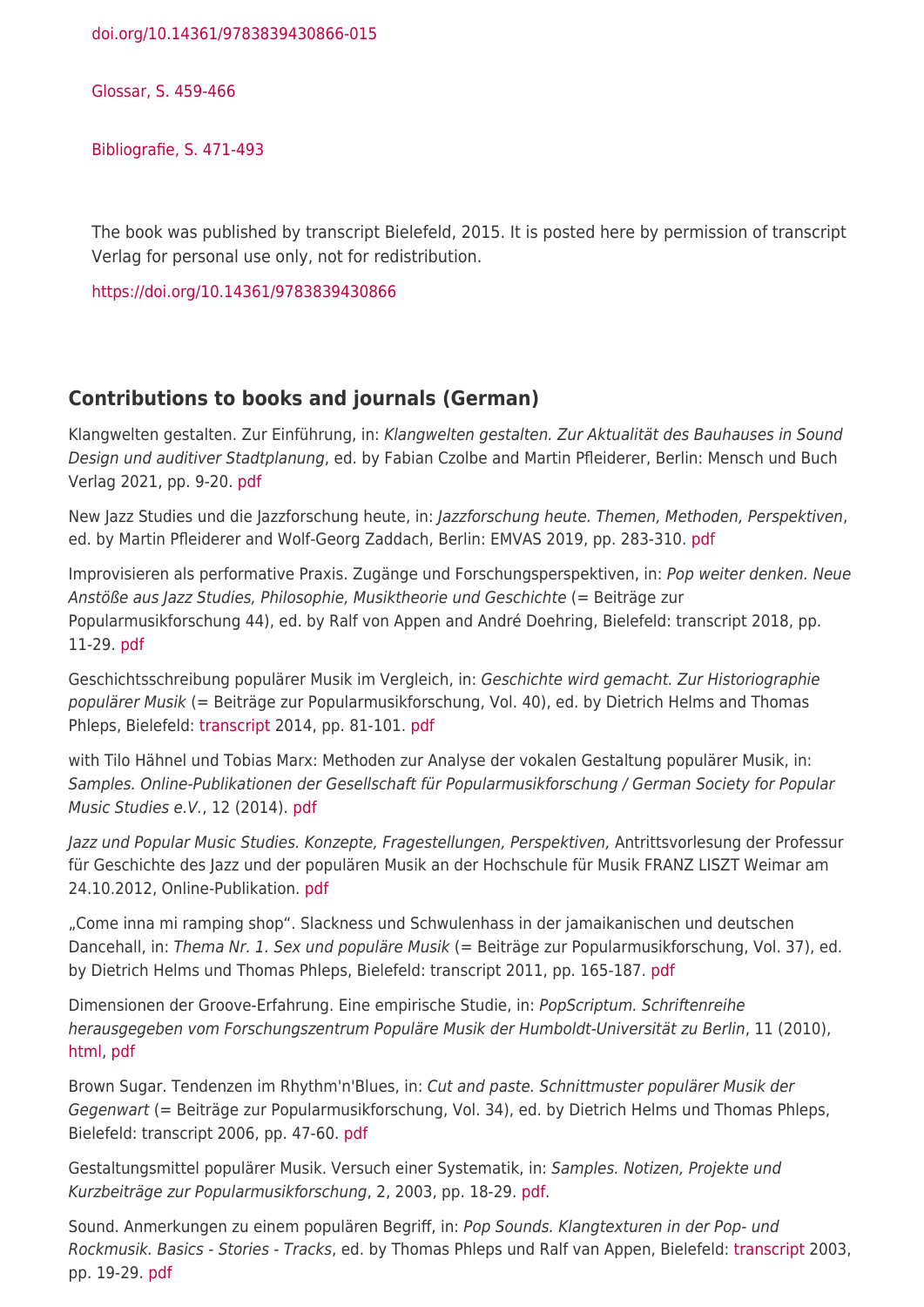doi.org/10.14361/9783839430866-015

Glossar, S. 459-466

Bibliografie, S. 471-493

The book was published by transcript Bielefeld, 2015. It is posted here by permission of transcript Verlag for personal use only, not for redistribution.

https://doi.org/10.14361/9783839430866

## Contributions to books and journals (German)

Klangwelten gestalten. Zur Einführung, in: *Klangwelten gestalten. Zur Aktualität des Bauhauses in Sound Design und auditiver Stadtplanung*, ed. by Fabian Czolbe and Martin Pfleiderer, Berlin: Mensch und Buch Verlag 2021, pp. 9-20. pdf

New Jazz Studies und die Jazzforschung heute, in: *Jazzforschung heute. Themen, Methoden, Perspektiven*, ed. by Martin Pfleiderer and Wolf-Georg Zaddach, Berlin: EMVAS 2019, pp. 283-310. pdf

Improvisieren als performative Praxis. Zugänge und Forschungsperspektiven, in: *Pop weiter denken. Neue Anstöße aus Jazz Studies, Philosophie, Musiktheorie und Geschichte* (= Beiträge zur Popularmusikforschung 44), ed. by Ralf von Appen and André Doehring, Bielefeld: transcript 2018, pp. 11-29. pdf

Geschichtsschreibung populärer Musik im Vergleich, in: *Geschichte wird gemacht. Zur Historiographie populärer Musik* (= Beiträge zur Popularmusikforschung, Vol. 40), ed. by Dietrich Helms and Thomas Phleps, Bielefeld: transcript 2014, pp. 81-101. pdf

with Tilo Hähnel und Tobias Marx: Methoden zur Analyse der vokalen Gestaltung populärer Musik, in: *Samples. Online-Publikationen der Gesellschaft für Popularmusikforschung / German Society for Popular Music Studies e.V.*, 12 (2014). pdf

*Jazz und Popular Music Studies. Konzepte, Fragestellungen, Perspektiven,* Antrittsvorlesung der Professur für Geschichte des Jazz und der populären Musik an der Hochschule für Musik FRANZ LISZT Weimar am 24.10.2012, Online-Publikation. pdf

„Come inna mi ramping shop". Slackness und Schwulenhass in der jamaikanischen und deutschen Dancehall, in: *Thema Nr. 1. Sex und populäre Musik* (= Beiträge zur Popularmusikforschung, Vol. 37), ed. by Dietrich Helms und Thomas Phleps, Bielefeld: transcript 2011, pp. 165-187. pdf

Dimensionen der Groove-Erfahrung. Eine empirische Studie, in: *PopScriptum. Schriftenreihe herausgegeben vom Forschungszentrum Populäre Musik der Humboldt-Universität zu Berlin*, 11 (2010), html, pdf

Brown Sugar. Tendenzen im Rhythm'n'Blues, in: *Cut and paste. Schnittmuster populärer Musik der Gegenwart* (= Beiträge zur Popularmusikforschung, Vol. 34), ed. by Dietrich Helms und Thomas Phleps, Bielefeld: transcript 2006, pp. 47-60. pdf

Gestaltungsmittel populärer Musik. Versuch einer Systematik, in: *Samples. Notizen, Projekte und Kurzbeiträge zur Popularmusikforschung*, 2, 2003, pp. 18-29. pdf.

Sound. Anmerkungen zu einem populären Begriff, in: *Pop Sounds. Klangtexturen in der Pop- und Rockmusik. Basics - Stories - Tracks*, ed. by Thomas Phleps und Ralf van Appen, Bielefeld: transcript 2003, pp. 19-29. pdf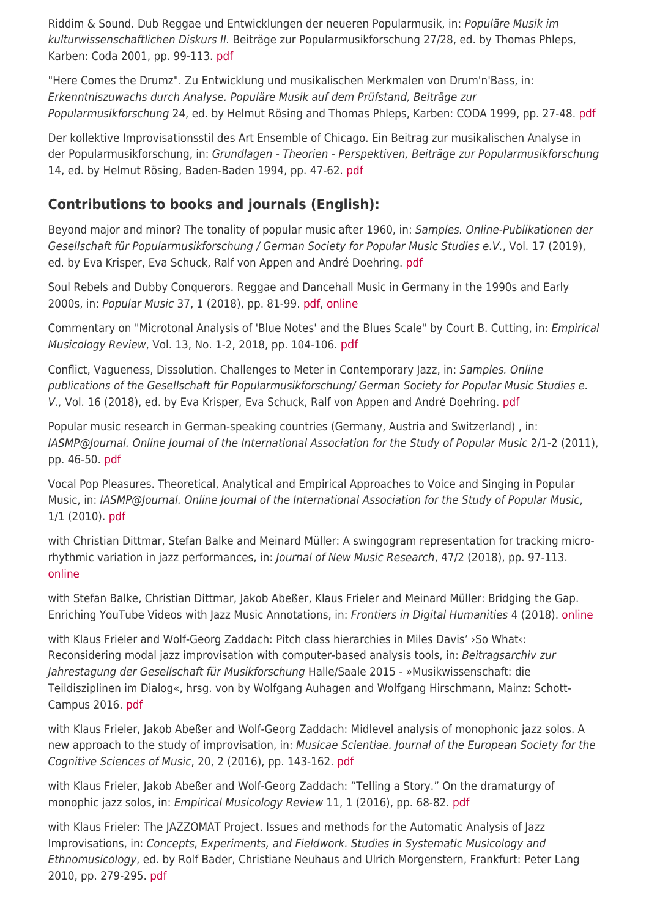Riddim & Sound. Dub Reggae und Entwicklungen der neueren Popularmusik, in: *Populäre Musik im kulturwissenschaftlichen Diskurs II.* Beiträge zur Popularmusikforschung 27/28, ed. by Thomas Phleps, Karben: Coda 2001, pp. 99-113. pdf

"Here Comes the Drumz". Zu Entwicklung und musikalischen Merkmalen von Drum'n'Bass, in: *Erkenntniszuwachs durch Analyse. Populäre Musik auf dem Prüfstand, Beiträge zur Popularmusikforschung* 24, ed. by Helmut Rösing and Thomas Phleps, Karben: CODA 1999, pp. 27-48. pdf

Der kollektive Improvisationsstil des Art Ensemble of Chicago. Ein Beitrag zur musikalischen Analyse in der Popularmusikforschung, in: *Grundlagen - Theorien - Perspektiven, Beiträge zur Popularmusikforschung* 14, ed. by Helmut Rösing, Baden-Baden 1994, pp. 47-62. pdf

## Contributions to books and journals (English):

Beyond major and minor? The tonality of popular music after 1960, in: *Samples. Online-Publikationen der Gesellschaft für Popularmusikforschung / German Society for Popular Music Studies e.V.*, Vol. 17 (2019), ed. by Eva Krisper, Eva Schuck, Ralf von Appen and André Doehring. pdf

Soul Rebels and Dubby Conquerors. Reggae and Dancehall Music in Germany in the 1990s and Early 2000s, in: *Popular Music* 37, 1 (2018), pp. 81-99. pdf, online

Commentary on "Microtonal Analysis of 'Blue Notes' and the Blues Scale" by Court B. Cutting, in: *Empirical Musicology Review*, Vol. 13, No. 1-2, 2018, pp. 104-106. pdf

Conflict, Vagueness, Dissolution. Challenges to Meter in Contemporary Jazz, in: *Samples. Online publications of the Gesellschaft für Popularmusikforschung/ German Society for Popular Music Studies e. V.,* Vol. 16 (2018), ed. by Eva Krisper, Eva Schuck, Ralf von Appen and André Doehring. pdf

Popular music research in German-speaking countries (Germany, Austria and Switzerland) , in: *IASMP@Journal. Online Journal of the International Association for the Study of Popular Music* 2/1-2 (2011), pp. 46-50. pdf

Vocal Pop Pleasures. Theoretical, Analytical and Empirical Approaches to Voice and Singing in Popular Music, in: *IASMP@Journal. Online Journal of the International Association for the Study of Popular Music*, 1/1 (2010). pdf

with Christian Dittmar, Stefan Balke and Meinard Müller: A swingogram representation for tracking micro-rhythmic variation in jazz performances, in: *Journal of New Music Research*, 47/2 (2018), pp. 97-113. online

with Stefan Balke, Christian Dittmar, Jakob Abeßer, Klaus Frieler and Meinard Müller: Bridging the Gap. Enriching YouTube Videos with Jazz Music Annotations, in: *Frontiers in Digital Humanities* 4 (2018). online

with Klaus Frieler and Wolf-Georg Zaddach: Pitch class hierarchies in Miles Davis' ›So What‹: Reconsidering modal jazz improvisation with computer-based analysis tools, in: *Beitragsarchiv zur Jahrestagung der Gesellschaft für Musikforschung* Halle/Saale 2015 - »Musikwissenschaft: die Teildisziplinen im Dialog«, hrsg. von by Wolfgang Auhagen and Wolfgang Hirschmann, Mainz: Schott-Campus 2016. pdf

with Klaus Frieler, Jakob Abeßer and Wolf-Georg Zaddach: Midlevel analysis of monophonic jazz solos. A new approach to the study of improvisation, in: *Musicae Scientiae. Journal of the European Society for the Cognitive Sciences of Music*, 20, 2 (2016), pp. 143-162. pdf

with Klaus Frieler, Jakob Abeßer and Wolf-Georg Zaddach: "Telling a Story." On the dramaturgy of monophic jazz solos, in: *Empirical Musicology Review* 11, 1 (2016), pp. 68-82. pdf

with Klaus Frieler: The JAZZOMAT Project. Issues and methods for the Automatic Analysis of Jazz Improvisations, in: *Concepts, Experiments, and Fieldwork. Studies in Systematic Musicology and Ethnomusicology*, ed. by Rolf Bader, Christiane Neuhaus and Ulrich Morgenstern, Frankfurt: Peter Lang 2010, pp. 279-295. pdf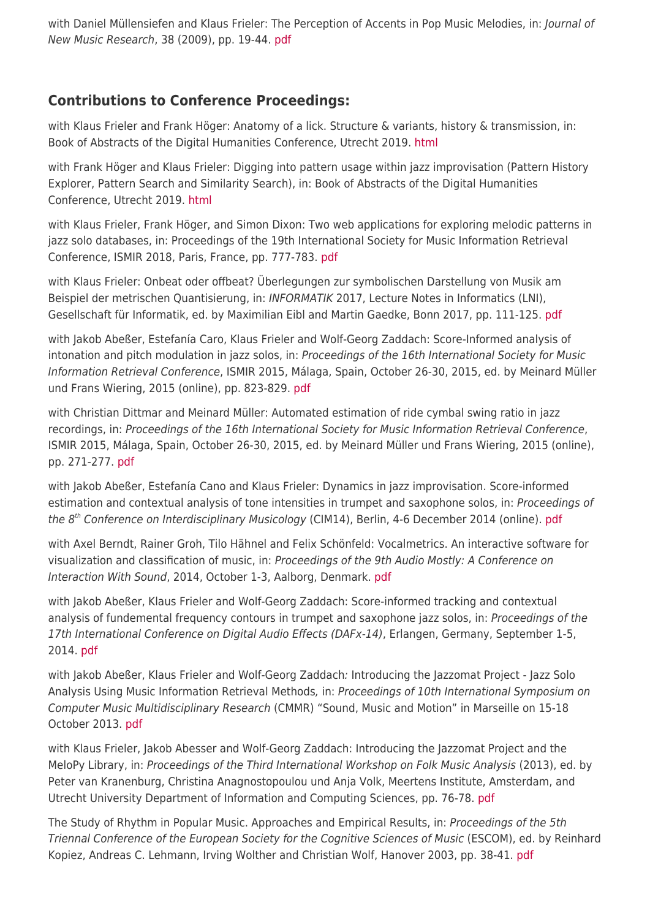with Daniel Müllensiefen and Klaus Frieler: The Perception of Accents in Pop Music Melodies, in: *Journal of New Music Research*, 38 (2009), pp. 19-44. pdf

## Contributions to Conference Proceedings:

with Klaus Frieler and Frank Höger: Anatomy of a lick. Structure & variants, history & transmission, in: Book of Abstracts of the Digital Humanities Conference, Utrecht 2019. html

with Frank Höger and Klaus Frieler: Digging into pattern usage within jazz improvisation (Pattern History Explorer, Pattern Search and Similarity Search), in: Book of Abstracts of the Digital Humanities Conference, Utrecht 2019. html

with Klaus Frieler, Frank Höger, and Simon Dixon: Two web applications for exploring melodic patterns in jazz solo databases, in: Proceedings of the 19th International Society for Music Information Retrieval Conference, ISMIR 2018, Paris, France, pp. 777-783. pdf

with Klaus Frieler: Onbeat oder offbeat? Überlegungen zur symbolischen Darstellung von Musik am Beispiel der metrischen Quantisierung, in: *INFORMATIK* 2017, Lecture Notes in Informatics (LNI), Gesellschaft für Informatik, ed. by Maximilian Eibl and Martin Gaedke, Bonn 2017, pp. 111-125. pdf

with Jakob Abeßer, Estefanía Caro, Klaus Frieler and Wolf-Georg Zaddach: Score-Informed analysis of intonation and pitch modulation in jazz solos, in: *Proceedings of the 16th International Society for Music Information Retrieval Conference*, ISMIR 2015, Málaga, Spain, October 26-30, 2015, ed. by Meinard Müller und Frans Wiering, 2015 (online), pp. 823-829. pdf

with Christian Dittmar and Meinard Müller: Automated estimation of ride cymbal swing ratio in jazz recordings, in: *Proceedings of the 16th International Society for Music Information Retrieval Conference*, ISMIR 2015, Málaga, Spain, October 26-30, 2015, ed. by Meinard Müller und Frans Wiering, 2015 (online), pp. 271-277. pdf

with Jakob Abeßer, Estefanía Cano and Klaus Frieler: Dynamics in jazz improvisation. Score-informed estimation and contextual analysis of tone intensities in trumpet and saxophone solos, in: *Proceedings of the 8th Conference on Interdisciplinary Musicology* (CIM14), Berlin, 4-6 December 2014 (online). pdf

with Axel Berndt, Rainer Groh, Tilo Hähnel and Felix Schönfeld: Vocalmetrics. An interactive software for visualization and classification of music, in: *Proceedings of the 9th Audio Mostly: A Conference on Interaction With Sound*, 2014, October 1-3, Aalborg, Denmark. pdf

with Jakob Abeßer, Klaus Frieler and Wolf-Georg Zaddach: Score-informed tracking and contextual analysis of fundemental frequency contours in trumpet and saxophone jazz solos, in: *Proceedings of the 17th International Conference on Digital Audio Effects (DAFx-14)*, Erlangen, Germany, September 1-5, 2014. pdf

with Jakob Abeßer, Klaus Frieler and Wolf-Georg Zaddach: Introducing the Jazzomat Project - Jazz Solo Analysis Using Music Information Retrieval Methods, in: *Proceedings of 10th International Symposium on Computer Music Multidisciplinary Research* (CMMR) "Sound, Music and Motion" in Marseille on 15-18 October 2013. pdf

with Klaus Frieler, Jakob Abesser and Wolf-Georg Zaddach: Introducing the Jazzomat Project and the MeloPy Library, in: *Proceedings of the Third International Workshop on Folk Music Analysis* (2013), ed. by Peter van Kranenburg, Christina Anagnostopoulou und Anja Volk, Meertens Institute, Amsterdam, and Utrecht University Department of Information and Computing Sciences, pp. 76-78. pdf

The Study of Rhythm in Popular Music. Approaches and Empirical Results, in: *Proceedings of the 5th Triennal Conference of the European Society for the Cognitive Sciences of Music* (ESCOM), ed. by Reinhard Kopiez, Andreas C. Lehmann, Irving Wolther and Christian Wolf, Hanover 2003, pp. 38-41. pdf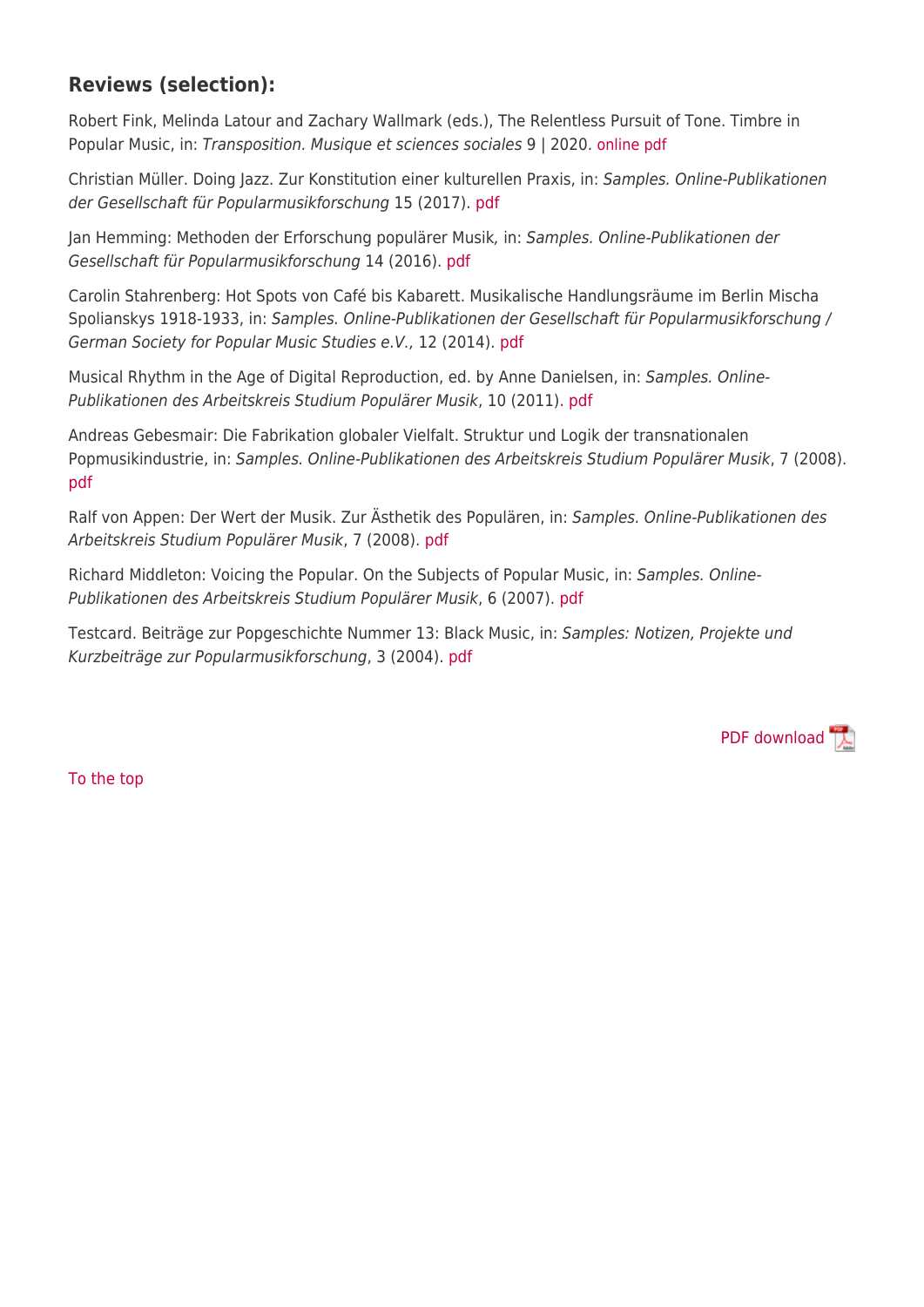## Reviews (selection):

Robert Fink, Melinda Latour and Zachary Wallmark (eds.), The Relentless Pursuit of Tone. Timbre in Popular Music, in: *Transposition. Musique et sciences sociales* 9 | 2020. online pdf

Christian Müller. Doing Jazz. Zur Konstitution einer kulturellen Praxis, in: *Samples. Online-Publikationen der Gesellschaft für Popularmusikforschung* 15 (2017). pdf

Jan Hemming: Methoden der Erforschung populärer Musik, in: *Samples. Online-Publikationen der Gesellschaft für Popularmusikforschung* 14 (2016). pdf

Carolin Stahrenberg: Hot Spots von Café bis Kabarett. Musikalische Handlungsräume im Berlin Mischa Spolianskys 1918-1933, in: *Samples. Online-Publikationen der Gesellschaft für Popularmusikforschung / German Society for Popular Music Studies e.V.*, 12 (2014). pdf

Musical Rhythm in the Age of Digital Reproduction, ed. by Anne Danielsen, in: *Samples. Online-Publikationen des Arbeitskreis Studium Populärer Musik*, 10 (2011). pdf

Andreas Gebesmair: Die Fabrikation globaler Vielfalt. Struktur und Logik der transnationalen Popmusikindustrie, in: *Samples. Online-Publikationen des Arbeitskreis Studium Populärer Musik*, 7 (2008). pdf

Ralf von Appen: Der Wert der Musik. Zur Ästhetik des Populären, in: *Samples. Online-Publikationen des Arbeitskreis Studium Populärer Musik*, 7 (2008). pdf

Richard Middleton: Voicing the Popular. On the Subjects of Popular Music, in: *Samples. Online-Publikationen des Arbeitskreis Studium Populärer Musik*, 6 (2007). pdf

Testcard. Beiträge zur Popgeschichte Nummer 13: Black Music, in: *Samples: Notizen, Projekte und Kurzbeiträge zur Popularmusikforschung*, 3 (2004). pdf

PDF download

To the top